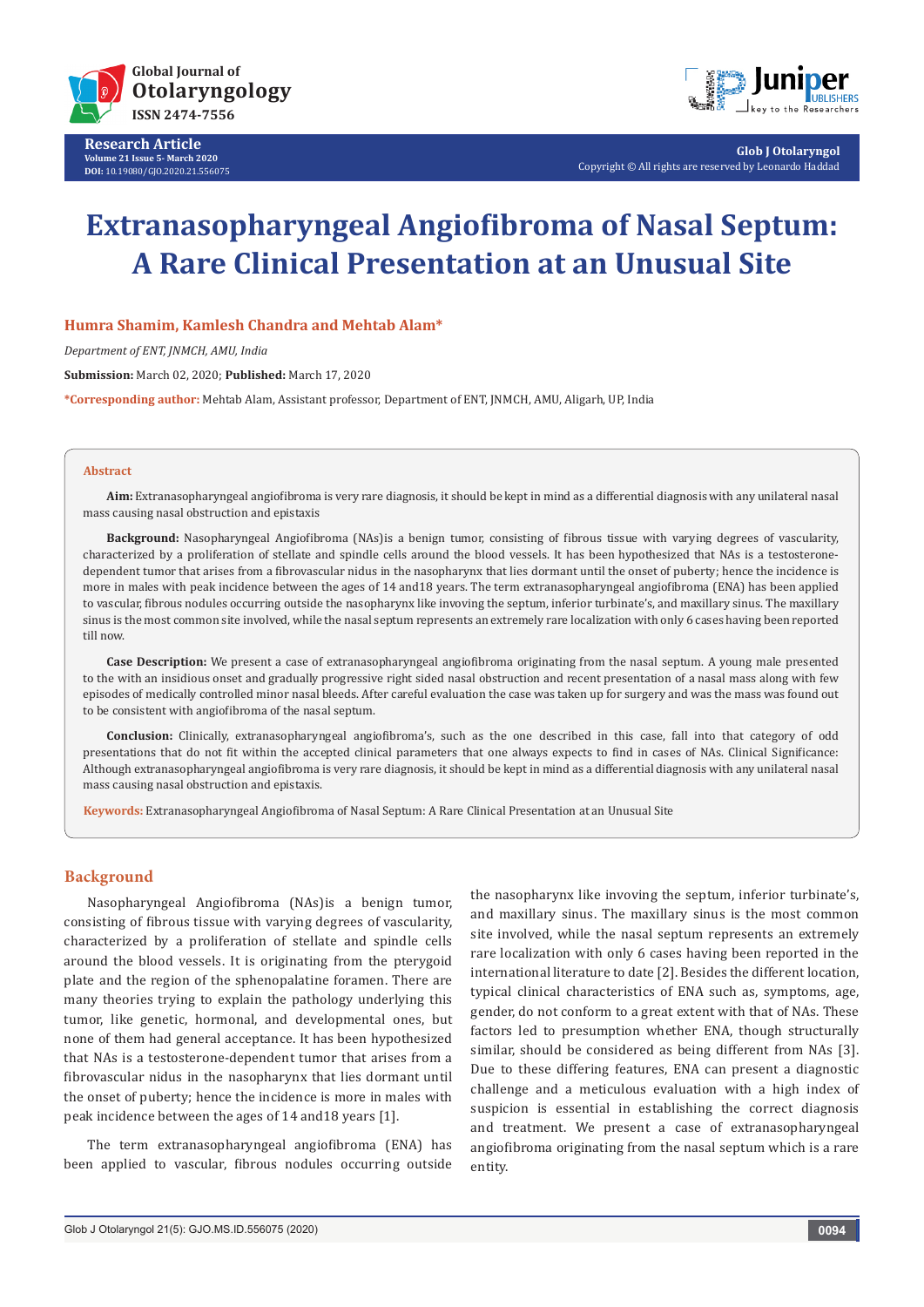Global Journal of Otolaryngology
ISSN 2474-7556

**Research Article**
Volume 21 Issue 5- March 2020
DOI: 10.19080/GJO.2020.21.556075

Glob J Otolaryngol
Copyright © All rights are reserved by Leonardo Haddad

# Extranasopharyngeal Angiofibroma of Nasal Septum: A Rare Clinical Presentation at an Unusual Site

**Humra Shamim, Kamlesh Chandra and Mehtab Alam***

*Department of ENT, JNMCH, AMU, India*

**Submission:** March 02, 2020; **Published:** March 17, 2020

***Corresponding author:** Mehtab Alam, Assistant professor, Department of ENT, JNMCH, AMU, Aligarh, UP, India

### Abstract

**Aim:** Extranasopharyngeal angiofibroma is very rare diagnosis, it should be kept in mind as a differential diagnosis with any unilateral nasal mass causing nasal obstruction and epistaxis

**Background:** Nasopharyngeal Angiofibroma (NAs)is a benign tumor, consisting of fibrous tissue with varying degrees of vascularity, characterized by a proliferation of stellate and spindle cells around the blood vessels. It has been hypothesized that NAs is a testosterone-dependent tumor that arises from a fibrovascular nidus in the nasopharynx that lies dormant until the onset of puberty; hence the incidence is more in males with peak incidence between the ages of 14 and18 years. The term extranasopharyngeal angiofibroma (ENA) has been applied to vascular, fibrous nodules occurring outside the nasopharynx like invoving the septum, inferior turbinate's, and maxillary sinus. The maxillary sinus is the most common site involved, while the nasal septum represents an extremely rare localization with only 6 cases having been reported till now.

**Case Description:** We present a case of extranasopharyngeal angiofibroma originating from the nasal septum. A young male presented to the with an insidious onset and gradually progressive right sided nasal obstruction and recent presentation of a nasal mass along with few episodes of medically controlled minor nasal bleeds. After careful evaluation the case was taken up for surgery and was the mass was found out to be consistent with angiofibroma of the nasal septum.

**Conclusion:** Clinically, extranasopharyngeal angiofibroma's, such as the one described in this case, fall into that category of odd presentations that do not fit within the accepted clinical parameters that one always expects to find in cases of NAs. Clinical Significance: Although extranasopharyngeal angiofibroma is very rare diagnosis, it should be kept in mind as a differential diagnosis with any unilateral nasal mass causing nasal obstruction and epistaxis.

**Keywords:** Extranasopharyngeal Angiofibroma of Nasal Septum: A Rare Clinical Presentation at an Unusual Site

## Background

Nasopharyngeal Angiofibroma (NAs)is a benign tumor, consisting of fibrous tissue with varying degrees of vascularity, characterized by a proliferation of stellate and spindle cells around the blood vessels. It is originating from the pterygoid plate and the region of the sphenopalatine foramen. There are many theories trying to explain the pathology underlying this tumor, like genetic, hormonal, and developmental ones, but none of them had general acceptance. It has been hypothesized that NAs is a testosterone-dependent tumor that arises from a fibrovascular nidus in the nasopharynx that lies dormant until the onset of puberty; hence the incidence is more in males with peak incidence between the ages of 14 and18 years [1].

The term extranasopharyngeal angiofibroma (ENA) has been applied to vascular, fibrous nodules occurring outside the nasopharynx like invoving the septum, inferior turbinate's, and maxillary sinus. The maxillary sinus is the most common site involved, while the nasal septum represents an extremely rare localization with only 6 cases having been reported in the international literature to date [2]. Besides the different location, typical clinical characteristics of ENA such as, symptoms, age, gender, do not conform to a great extent with that of NAs. These factors led to presumption whether ENA, though structurally similar, should be considered as being different from NAs [3]. Due to these differing features, ENA can present a diagnostic challenge and a meticulous evaluation with a high index of suspicion is essential in establishing the correct diagnosis and treatment. We present a case of extranasopharyngeal angiofibroma originating from the nasal septum which is a rare entity.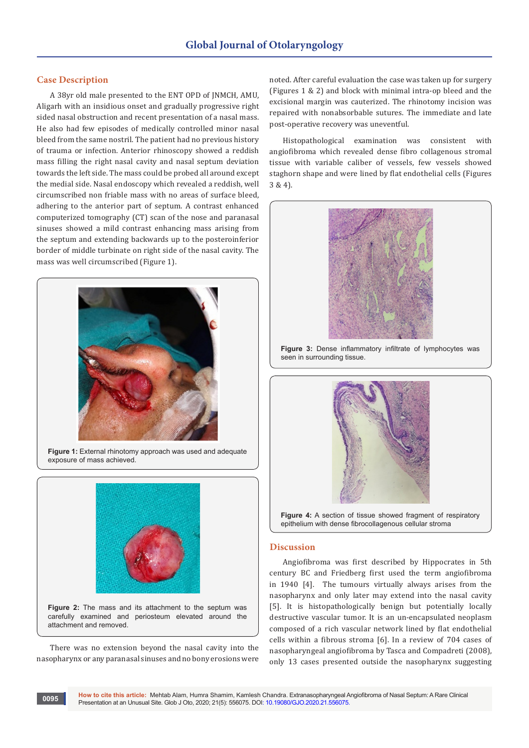## Case Description

A 38yr old male presented to the ENT OPD of JNMCH, AMU, Aligarh with an insidious onset and gradually progressive right sided nasal obstruction and recent presentation of a nasal mass. He also had few episodes of medically controlled minor nasal bleed from the same nostril. The patient had no previous history of trauma or infection. Anterior rhinoscopy showed a reddish mass filling the right nasal cavity and nasal septum deviation towards the left side. The mass could be probed all around except the medial side. Nasal endoscopy which revealed a reddish, well circumscribed non friable mass with no areas of surface bleed, adhering to the anterior part of septum. A contrast enhanced computerized tomography (CT) scan of the nose and paranasal sinuses showed a mild contrast enhancing mass arising from the septum and extending backwards up to the posteroinferior border of middle turbinate on right side of the nasal cavity. The mass was well circumscribed (Figure 1).

**Figure 1:** External rhinotomy approach was used and adequate exposure of mass achieved.

**Figure 2:** The mass and its attachment to the septum was carefully examined and periosteum elevated around the attachment and removed.

There was no extension beyond the nasal cavity into the nasopharynx or any paranasal sinuses and no bony erosions were noted. After careful evaluation the case was taken up for surgery (Figures 1 & 2) and block with minimal intra-op bleed and the excisional margin was cauterized. The rhinotomy incision was repaired with nonabsorbable sutures. The immediate and late post-operative recovery was uneventful.

Histopathological examination was consistent with angiofibroma which revealed dense fibro collagenous stromal tissue with variable caliber of vessels, few vessels showed staghorn shape and were lined by flat endothelial cells (Figures 3 & 4).

**Figure 3:** Dense inflammatory infiltrate of lymphocytes was seen in surrounding tissue.

**Figure 4:** A section of tissue showed fragment of respiratory epithelium with dense fibrocollagenous cellular stroma

## Discussion

Angiofibroma was first described by Hippocrates in 5th century BC and Friedberg first used the term angiofibroma in 1940 [4]. The tumours virtually always arises from the nasopharynx and only later may extend into the nasal cavity [5]. It is histopathologically benign but potentially locally destructive vascular tumor. It is an un-encapsulated neoplasm composed of a rich vascular network lined by flat endothelial cells within a fibrous stroma [6]. In a review of 704 cases of nasopharyngeal angiofibroma by Tasca and Compadreti (2008), only 13 cases presented outside the nasopharynx suggesting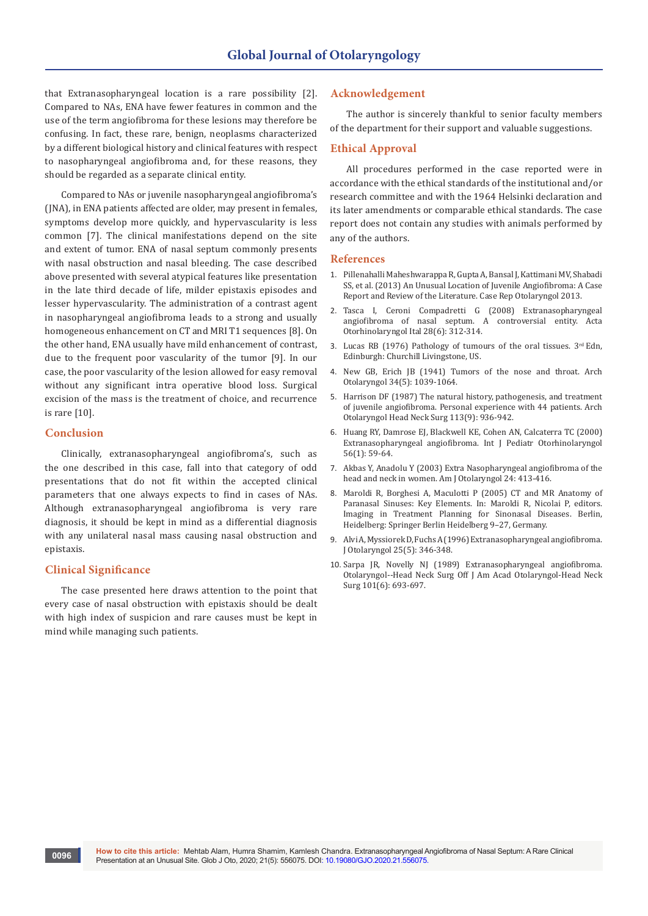that Extranasopharyngeal location is a rare possibility [2]. Compared to NAs, ENA have fewer features in common and the use of the term angiofibroma for these lesions may therefore be confusing. In fact, these rare, benign, neoplasms characterized by a different biological history and clinical features with respect to nasopharyngeal angiofibroma and, for these reasons, they should be regarded as a separate clinical entity.

Compared to NAs or juvenile nasopharyngeal angiofibroma's (JNA), in ENA patients affected are older, may present in females, symptoms develop more quickly, and hypervascularity is less common [7]. The clinical manifestations depend on the site and extent of tumor. ENA of nasal septum commonly presents with nasal obstruction and nasal bleeding. The case described above presented with several atypical features like presentation in the late third decade of life, milder epistaxis episodes and lesser hypervascularity. The administration of a contrast agent in nasopharyngeal angiofibroma leads to a strong and usually homogeneous enhancement on CT and MRI T1 sequences [8]. On the other hand, ENA usually have mild enhancement of contrast, due to the frequent poor vascularity of the tumor [9]. In our case, the poor vascularity of the lesion allowed for easy removal without any significant intra operative blood loss. Surgical excision of the mass is the treatment of choice, and recurrence is rare [10].

## Conclusion

Clinically, extranasopharyngeal angiofibroma's, such as the one described in this case, fall into that category of odd presentations that do not fit within the accepted clinical parameters that one always expects to find in cases of NAs. Although extranasopharyngeal angiofibroma is very rare diagnosis, it should be kept in mind as a differential diagnosis with any unilateral nasal mass causing nasal obstruction and epistaxis.

## Clinical Significance

The case presented here draws attention to the point that every case of nasal obstruction with epistaxis should be dealt with high index of suspicion and rare causes must be kept in mind while managing such patients.

## Acknowledgement

The author is sincerely thankful to senior faculty members of the department for their support and valuable suggestions.

## Ethical Approval

All procedures performed in the case reported were in accordance with the ethical standards of the institutional and/or research committee and with the 1964 Helsinki declaration and its later amendments or comparable ethical standards. The case report does not contain any studies with animals performed by any of the authors.

## References

1. Pillenahalli Maheshwarappa R, Gupta A, Bansal J, Kattimani MV, Shabadi SS, et al. (2013) An Unusual Location of Juvenile Angiofibroma: A Case Report and Review of the Literature. Case Rep Otolaryngol 2013.
2. Tasca I, Ceroni Compadretti G (2008) Extranasopharyngeal angiofibroma of nasal septum. A controversial entity. Acta Otorhinolaryngol Ital 28(6): 312-314.
3. Lucas RB (1976) Pathology of tumours of the oral tissues. 3rd Edn, Edinburgh: Churchill Livingstone, US.
4. New GB, Erich JB (1941) Tumors of the nose and throat. Arch Otolaryngol 34(5): 1039-1064.
5. Harrison DF (1987) The natural history, pathogenesis, and treatment of juvenile angiofibroma. Personal experience with 44 patients. Arch Otolaryngol Head Neck Surg 113(9): 936-942.
6. Huang RY, Damrose EJ, Blackwell KE, Cohen AN, Calcaterra TC (2000) Extranasopharyngeal angiofibroma. Int J Pediatr Otorhinolaryngol 56(1): 59-64.
7. Akbas Y, Anadolu Y (2003) Extra Nasopharyngeal angiofibroma of the head and neck in women. Am J Otolaryngol 24: 413-416.
8. Maroldi R, Borghesi A, Maculotti P (2005) CT and MR Anatomy of Paranasal Sinuses: Key Elements. In: Maroldi R, Nicolai P, editors. Imaging in Treatment Planning for Sinonasal Diseases. Berlin, Heidelberg: Springer Berlin Heidelberg 9–27, Germany.
9. Alvi A, Myssiorek D, Fuchs A (1996) Extranasopharyngeal angiofibroma. J Otolaryngol 25(5): 346-348.
10. Sarpa JR, Novelly NJ (1989) Extranasopharyngeal angiofibroma. Otolaryngol--Head Neck Surg Off J Am Acad Otolaryngol-Head Neck Surg 101(6): 693-697.

**How to cite this article:** Mehtab Alam, Humra Shamim, Kamlesh Chandra. Extranasopharyngeal Angiofibroma of Nasal Septum: A Rare Clinical Presentation at an Unusual Site. Glob J Oto, 2020; 21(5): 556075. DOI: 10.19080/GJO.2020.21.556075.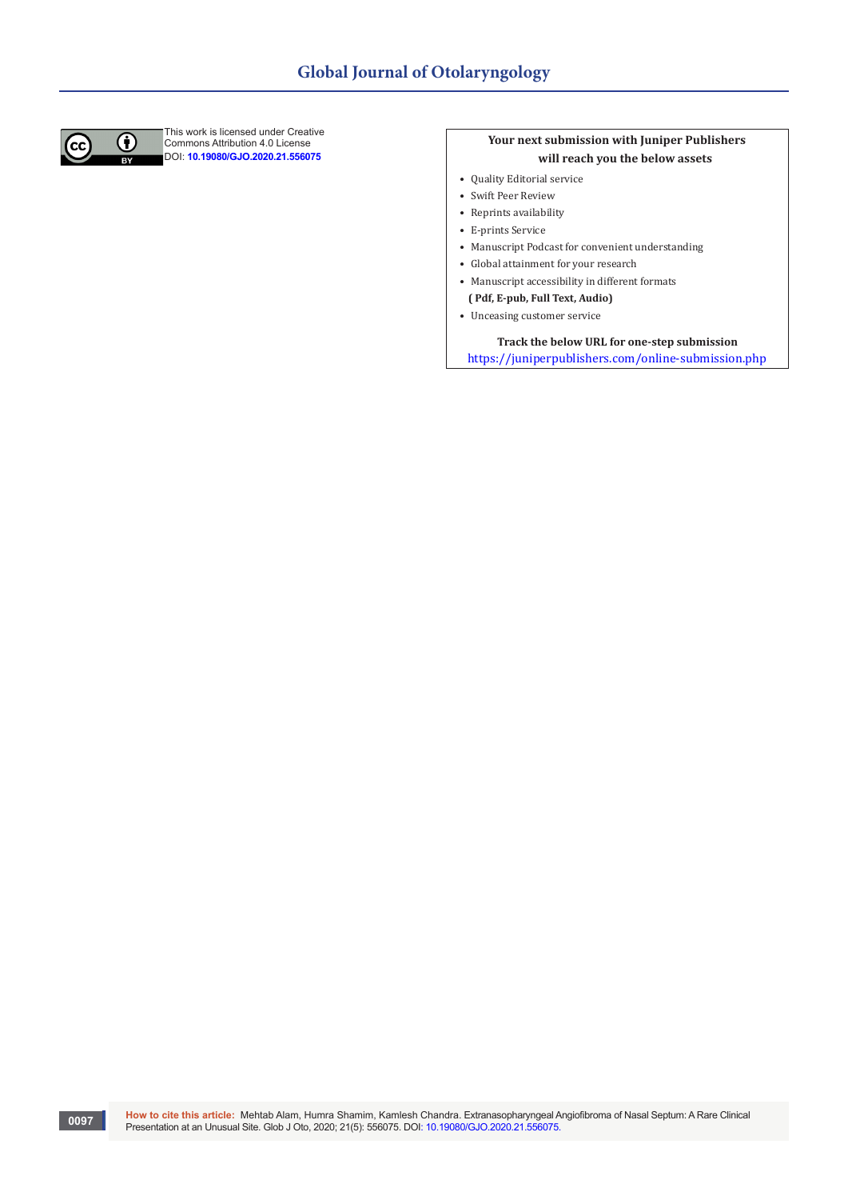This work is licensed under Creative Commons Attribution 4.0 License
DOI: **10.19080/GJO.2020.21.556075**

**Your next submission with Juniper Publishers will reach you the below assets**

- Quality Editorial service
- Swift Peer Review
- Reprints availability
- E-prints Service
- Manuscript Podcast for convenient understanding
- Global attainment for your research
- Manuscript accessibility in different formats
  **( Pdf, E-pub, Full Text, Audio)**
- Unceasing customer service

**Track the below URL for one-step submission**
https://juniperpublishers.com/online-submission.php

**How to cite this article:** Mehtab Alam, Humra Shamim, Kamlesh Chandra. Extranasopharyngeal Angiofibroma of Nasal Septum: A Rare Clinical Presentation at an Unusual Site. Glob J Oto, 2020; 21(5): 556075. DOI: 10.19080/GJO.2020.21.556075.